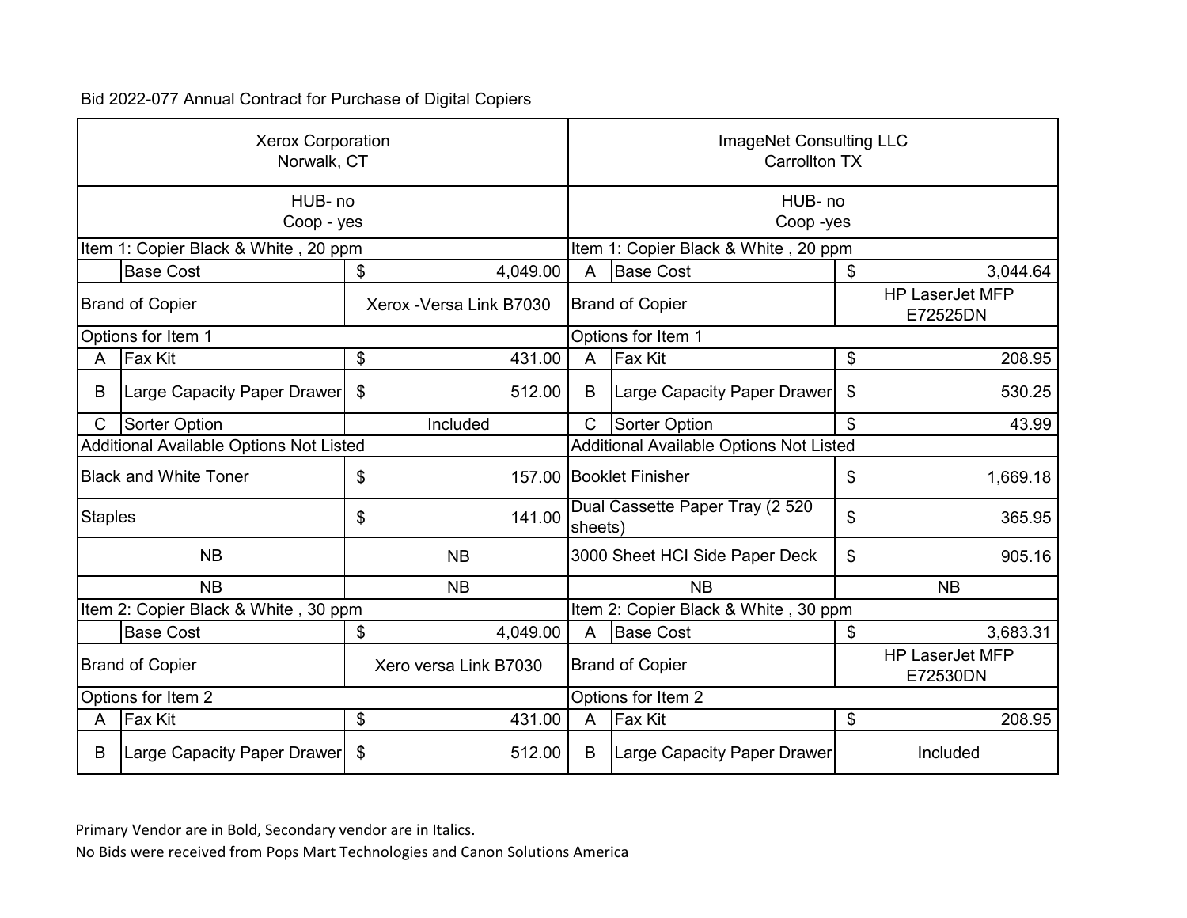Bid 2022-077 Annual Contract for Purchase of Digital Copiers

| Xerox Corporation<br>Norwalk, CT | | | | ImageNet Consulting LLC<br>Carrollton TX | | | |
|---|---|---|---|---|---|---|---|
| HUB- no<br>Coop - yes | | | | HUB- no<br>Coop -yes | | | |
| Item 1: Copier Black & White , 20 ppm | | | | Item 1: Copier Black & White , 20 ppm | | | |
| | Base Cost | $ | 4,049.00 | A | Base Cost | $ | 3,044.64 |
| Brand of Copier | | Xerox -Versa Link B7030 | | Brand of Copier | | HP LaserJet MFP E72525DN | |
| Options for Item 1 | | | | Options for Item 1 | | | |
| A | Fax Kit | $ | 431.00 | A | Fax Kit | $ | 208.95 |
| B | Large Capacity Paper Drawer | $ | 512.00 | B | Large Capacity Paper Drawer | $ | 530.25 |
| C | Sorter Option | Included | | C | Sorter Option | $ | 43.99 |
| Additional Available Options Not Listed | | | | Additional Available Options Not Listed | | | |
| Black and White Toner | | $ | 157.00 | Booklet Finisher | | $ | 1,669.18 |
| Staples | | $ | 141.00 | Dual Cassette Paper Tray (2 520 sheets) | | $ | 365.95 |
| NB | | NB | | 3000 Sheet HCI Side Paper Deck | | $ | 905.16 |
| NB | | NB | | NB | | NB | |
| Item 2: Copier Black & White , 30 ppm | | | | Item 2: Copier Black & White , 30 ppm | | | |
| | Base Cost | $ | 4,049.00 | A | Base Cost | $ | 3,683.31 |
| Brand of Copier | | Xero versa Link B7030 | | Brand of Copier | | HP LaserJet MFP E72530DN | |
| Options for Item 2 | | | | Options for Item 2 | | | |
| A | Fax Kit | $ | 431.00 | A | Fax Kit | $ | 208.95 |
| B | Large Capacity Paper Drawer | $ | 512.00 | B | Large Capacity Paper Drawer | Included | |

Primary Vendor are in Bold, Secondary vendor are in Italics.

No Bids were received from Pops Mart Technologies and Canon Solutions America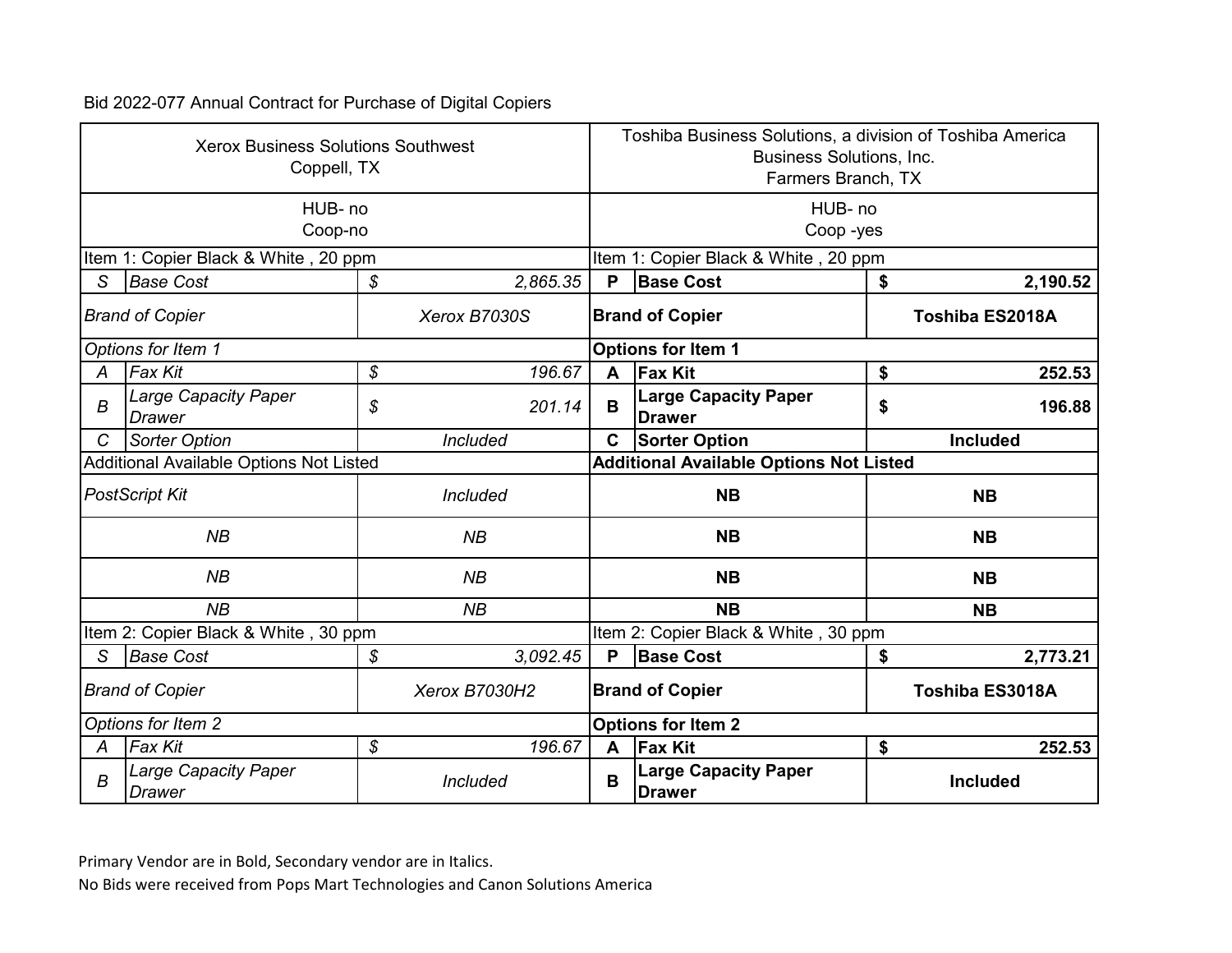Bid 2022-077 Annual Contract for Purchase of Digital Copiers

| Xerox Business Solutions Southwest<br>Coppell, TX | | | | Toshiba Business Solutions, a division of Toshiba America Business Solutions, Inc.<br>Farmers Branch, TX | | | |
|---|---|---|---|---|---|---|---|
| HUB- no<br>Coop-no | | | | HUB- no<br>Coop -yes | | | |
| Item 1: Copier Black & White , 20 ppm | | | | **Item 1: Copier Black & White , 20 ppm** | | | |
| *S* | *Base Cost* | *$* | *2,865.35* | **P** | **Base Cost** | **$** | **2,190.52** |
| *Brand of Copier* | | *Xerox B7030S* | | **Brand of Copier** | | **Toshiba ES2018A** | |
| *Options for Item 1* | | | | **Options for Item 1** | | | |
| *A* | *Fax Kit* | *$* | *196.67* | **A** | **Fax Kit** | **$** | **252.53** |
| *B* | *Large Capacity Paper Drawer* | *$* | *201.14* | **B** | **Large Capacity Paper Drawer** | **$** | **196.88** |
| *C* | *Sorter Option* | *Included* | | **C** | **Sorter Option** | **Included** | |
| Additional Available Options Not Listed | | | | **Additional Available Options Not Listed** | | | |
| *PostScript Kit* | | *Included* | | **NB** | | **NB** | |
| *NB* | | *NB* | | **NB** | | **NB** | |
| *NB* | | *NB* | | **NB** | | **NB** | |
| *NB* | | *NB* | | **NB** | | **NB** | |
| Item 2: Copier Black & White , 30 ppm | | | | Item 2: Copier Black & White , 30 ppm | | | |
| *S* | *Base Cost* | *$* | *3,092.45* | **P** | **Base Cost** | **$** | **2,773.21** |
| *Brand of Copier* | | *Xerox B7030H2* | | **Brand of Copier** | | **Toshiba ES3018A** | |
| *Options for Item 2* | | | | **Options for Item 2** | | | |
| *A* | *Fax Kit* | *$* | *196.67* | **A** | **Fax Kit** | **$** | **252.53** |
| *B* | *Large Capacity Paper Drawer* | *Included* | | **B** | **Large Capacity Paper Drawer** | **Included** | |

Primary Vendor are in Bold, Secondary vendor are in Italics.

No Bids were received from Pops Mart Technologies and Canon Solutions America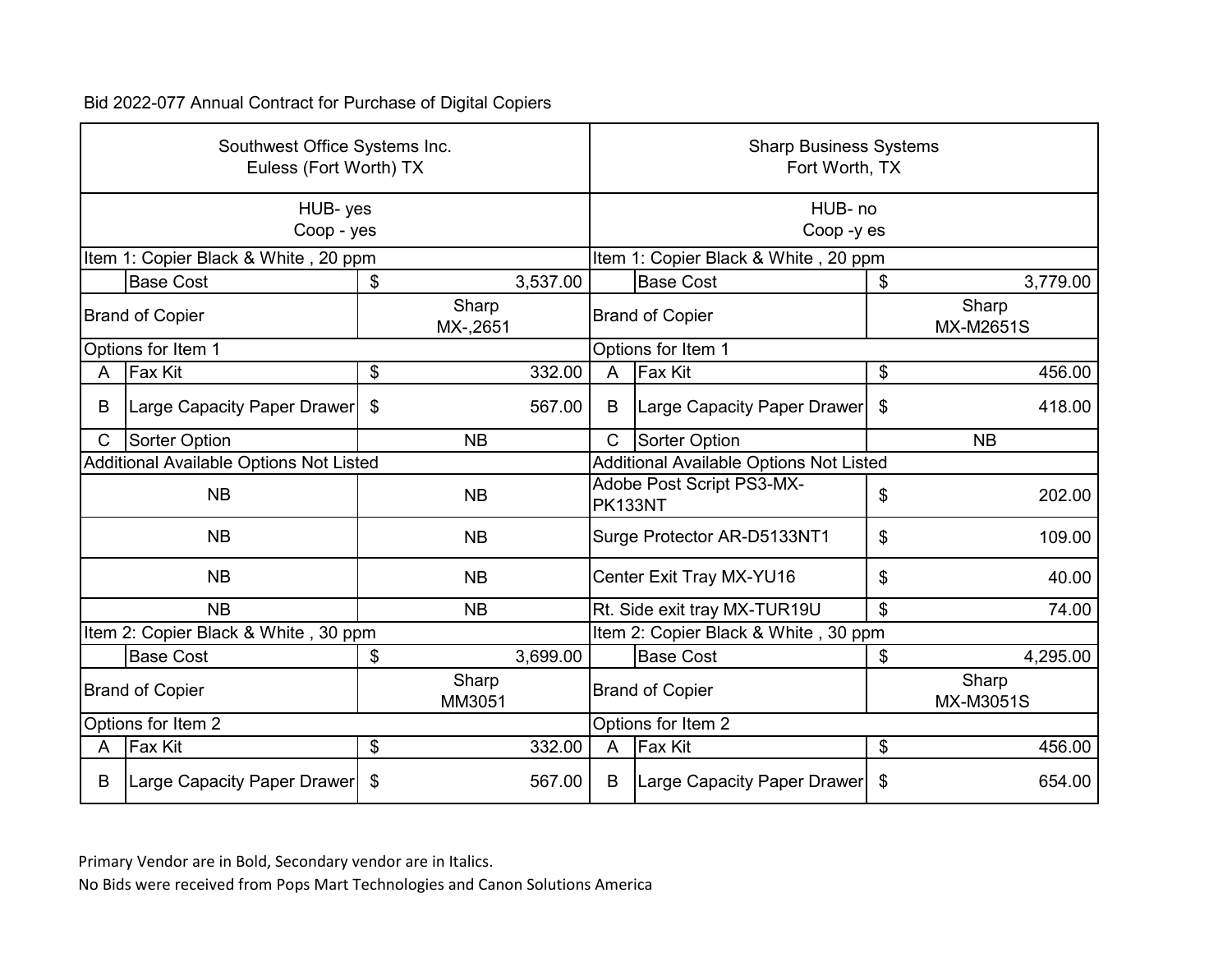Bid 2022-077 Annual Contract for Purchase of Digital Copiers

| Southwest Office Systems Inc.<br>Euless (Fort Worth) TX | | | Sharp Business Systems<br>Fort Worth, TX | | |
|---|---|---|---|---|---|
| HUB- yes<br>Coop - yes | | | HUB- no<br>Coop -y es | | |
| Item 1: Copier Black & White , 20 ppm | | | Item 1: Copier Black & White , 20 ppm | | |
| | Base Cost | $ 3,537.00 | | Base Cost | $ 3,779.00 |
| Brand of Copier | | Sharp<br>MX-,2651 | Brand of Copier | | Sharp<br>MX-M2651S |
| Options for Item 1 | | | Options for Item 1 | | |
| A | Fax Kit | $ 332.00 | A | Fax Kit | $ 456.00 |
| B | Large Capacity Paper Drawer | $ 567.00 | B | Large Capacity Paper Drawer | $ 418.00 |
| C | Sorter Option | NB | C | Sorter Option | NB |
| Additional Available Options Not Listed | | | Additional Available Options Not Listed | | |
| NB | | NB | Adobe Post Script PS3-MX-PK133NT | | $ 202.00 |
| NB | | NB | Surge Protector AR-D5133NT1 | | $ 109.00 |
| NB | | NB | Center Exit Tray MX-YU16 | | $ 40.00 |
| NB | | NB | Rt. Side exit tray MX-TUR19U | | $ 74.00 |
| Item 2: Copier Black & White , 30 ppm | | | Item 2: Copier Black & White , 30 ppm | | |
| | Base Cost | $ 3,699.00 | | Base Cost | $ 4,295.00 |
| Brand of Copier | | Sharp<br>MM3051 | Brand of Copier | | Sharp<br>MX-M3051S |
| Options for Item 2 | | | Options for Item 2 | | |
| A | Fax Kit | $ 332.00 | A | Fax Kit | $ 456.00 |
| B | Large Capacity Paper Drawer | $ 567.00 | B | Large Capacity Paper Drawer | $ 654.00 |

Primary Vendor are in Bold, Secondary vendor are in Italics.

No Bids were received from Pops Mart Technologies and Canon Solutions America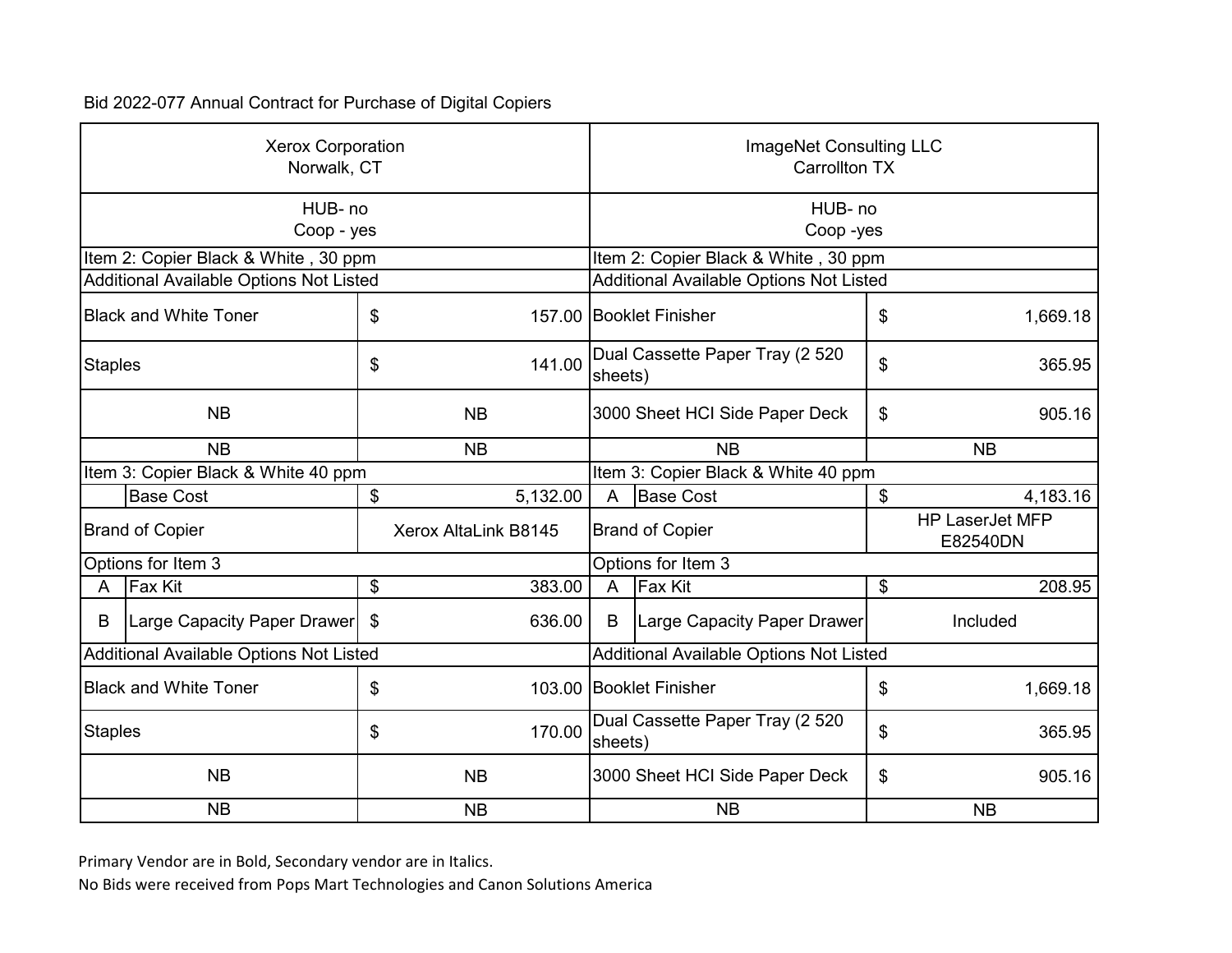Bid 2022-077 Annual Contract for Purchase of Digital Copiers

| Xerox Corporation<br>Norwalk, CT | | | | ImageNet Consulting LLC<br>Carrollton TX | | | |
|---|---|---|---|---|---|---|---|
| HUB- no<br>Coop - yes | | | | HUB- no<br>Coop -yes | | | |
| Item 2: Copier Black & White , 30 ppm | | | | Item 2: Copier Black & White , 30 ppm | | | |
| Additional Available Options Not Listed | | | | Additional Available Options Not Listed | | | |
| Black and White Toner | | $ | 157.00 | Booklet Finisher | | $ | 1,669.18 |
| Staples | | $ | 141.00 | Dual Cassette Paper Tray (2 520 sheets) | | $ | 365.95 |
| NB | | NB | | 3000 Sheet HCI Side Paper Deck | | $ | 905.16 |
| NB | | NB | | NB | | NB | |
| Item 3: Copier Black & White 40 ppm | | | | Item 3: Copier Black & White 40 ppm | | | |
| | Base Cost | $ | 5,132.00 | A | Base Cost | $ | 4,183.16 |
| Brand of Copier | | Xerox AltaLink B8145 | | Brand of Copier | | HP LaserJet MFP E82540DN | |
| Options for Item 3 | | | | Options for Item 3 | | | |
| A | Fax Kit | $ | 383.00 | A | Fax Kit | $ | 208.95 |
| B | Large Capacity Paper Drawer | $ | 636.00 | B | Large Capacity Paper Drawer | Included | |
| Additional Available Options Not Listed | | | | Additional Available Options Not Listed | | | |
| Black and White Toner | | $ | 103.00 | Booklet Finisher | | $ | 1,669.18 |
| Staples | | $ | 170.00 | Dual Cassette Paper Tray (2 520 sheets) | | $ | 365.95 |
| NB | | NB | | 3000 Sheet HCI Side Paper Deck | | $ | 905.16 |
| NB | | NB | | NB | | NB | |

Primary Vendor are in Bold, Secondary vendor are in Italics.

No Bids were received from Pops Mart Technologies and Canon Solutions America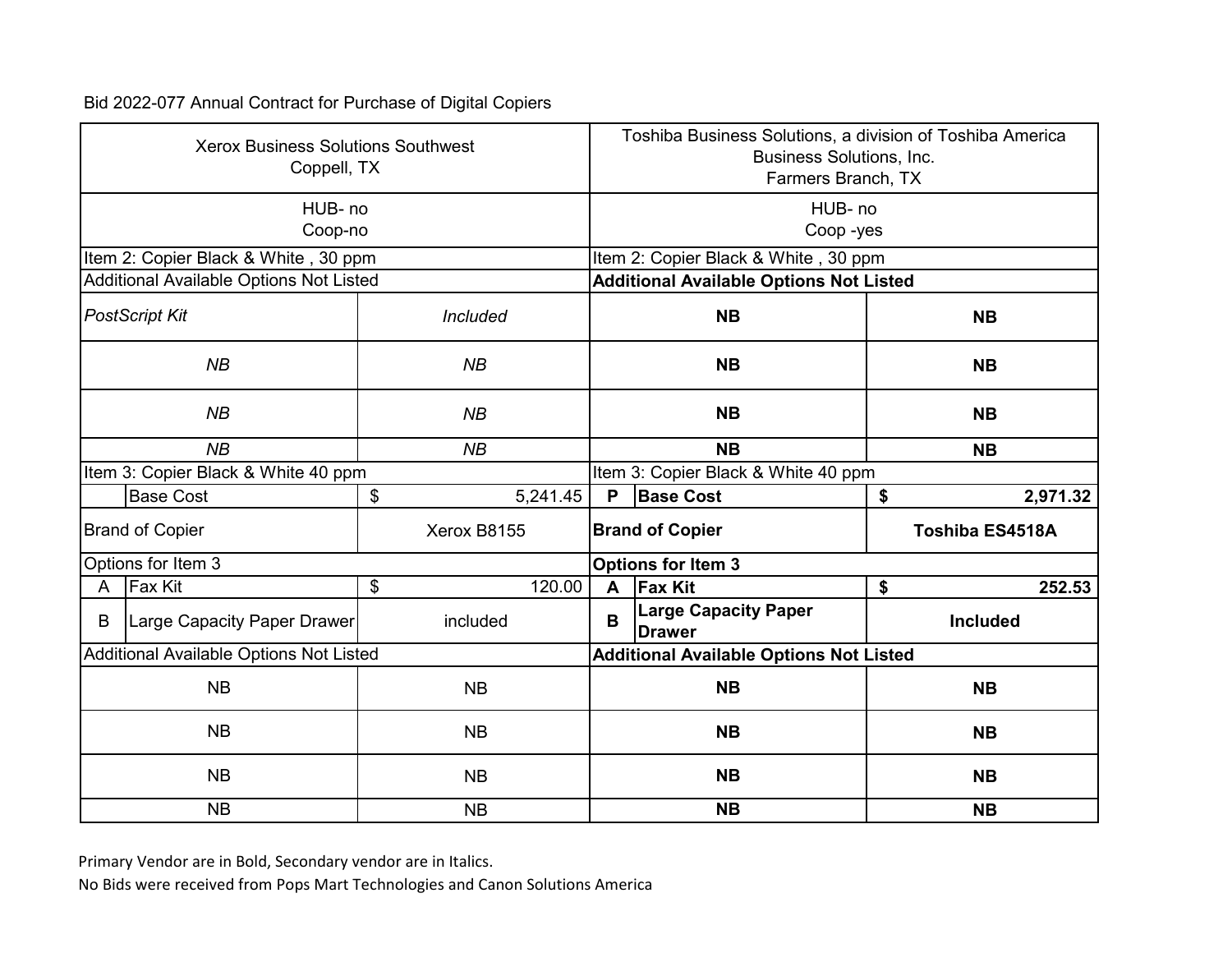Bid 2022-077 Annual Contract for Purchase of Digital Copiers

| Xerox Business Solutions Southwest<br>Coppell, TX | | | | Toshiba Business Solutions, a division of Toshiba America Business Solutions, Inc.<br>Farmers Branch, TX | | | |
|---|---|---|---|---|---|---|---|
| HUB- no<br>Coop-no | | | | HUB- no<br>Coop -yes | | | |
| Item 2: Copier Black & White , 30 ppm | | | | Item 2: Copier Black & White , 30 ppm | | | |
| Additional Available Options Not Listed | | | | **Additional Available Options Not Listed** | | | |
| *PostScript Kit* | | *Included* | | **NB** | | **NB** | |
| *NB* | | *NB* | | **NB** | | **NB** | |
| *NB* | | *NB* | | **NB** | | **NB** | |
| *NB* | | *NB* | | **NB** | | **NB** | |
| Item 3: Copier Black & White 40 ppm | | | | Item 3: Copier Black & White 40 ppm | | | |
| | Base Cost | $ | 5,241.45 | **P** | **Base Cost** | **$** | **2,971.32** |
| Brand of Copier | | Xerox B8155 | | **Brand of Copier** | | **Toshiba ES4518A** | |
| Options for Item 3 | | | | **Options for Item 3** | | | |
| A | Fax Kit | $ | 120.00 | **A** | **Fax Kit** | **$** | **252.53** |
| B | Large Capacity Paper Drawer | included | | **B** | **Large Capacity Paper Drawer** | **Included** | |
| Additional Available Options Not Listed | | | | **Additional Available Options Not Listed** | | | |
| NB | | NB | | **NB** | | **NB** | |
| NB | | NB | | **NB** | | **NB** | |
| NB | | NB | | **NB** | | **NB** | |
| NB | | NB | | **NB** | | **NB** | |

Primary Vendor are in Bold, Secondary vendor are in Italics.

No Bids were received from Pops Mart Technologies and Canon Solutions America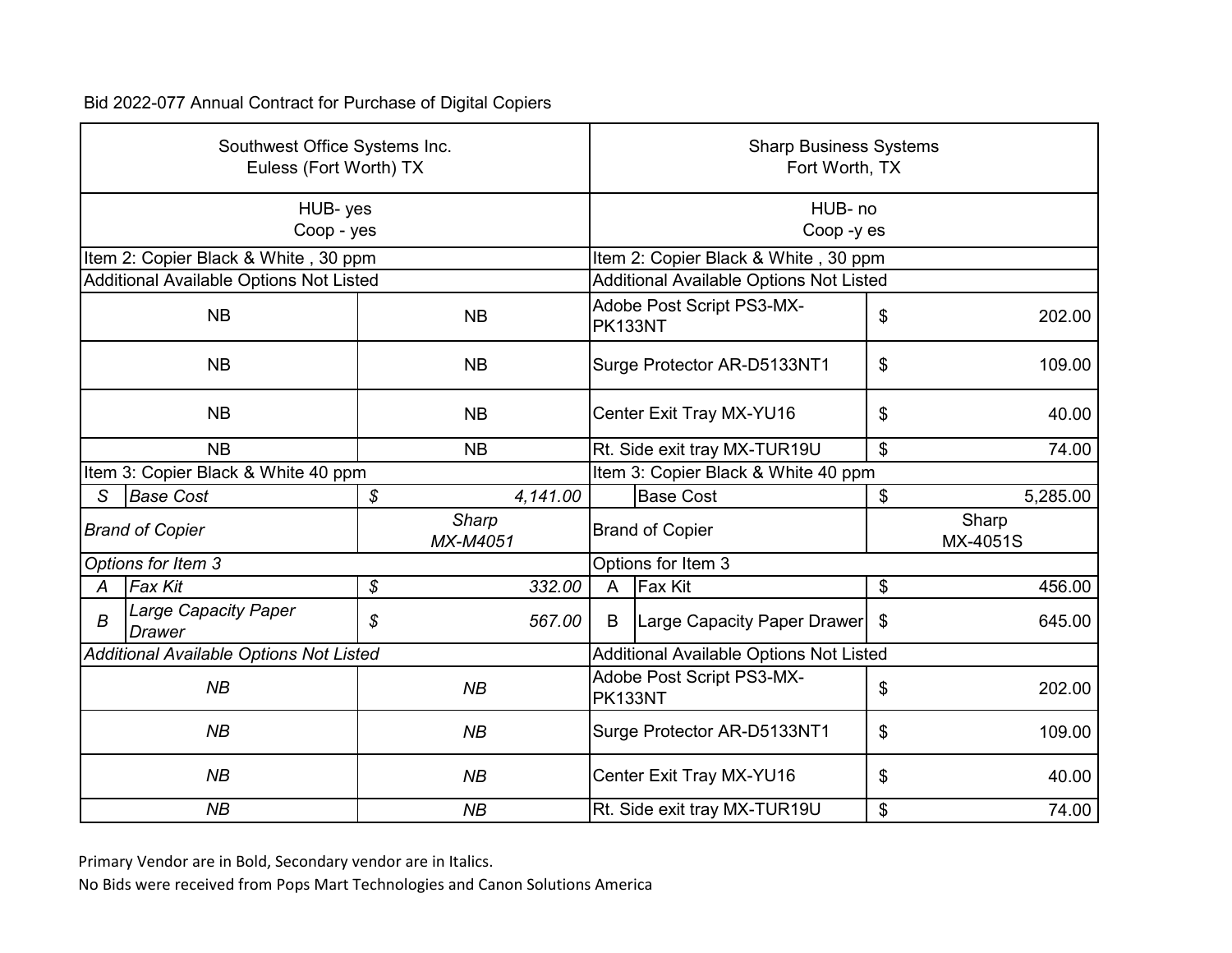Bid 2022-077 Annual Contract for Purchase of Digital Copiers

| Southwest Office Systems Inc.<br>Euless (Fort Worth) TX | | | | Sharp Business Systems<br>Fort Worth, TX | | | |
|---|---|---|---|---|---|---|---|
| HUB- yes<br>Coop - yes | | | | HUB- no<br>Coop -y es | | | |
| Item 2: Copier Black & White , 30 ppm | | | | Item 2: Copier Black & White , 30 ppm | | | |
| Additional Available Options Not Listed | | | | Additional Available Options Not Listed | | | |
| NB | | NB | | Adobe Post Script PS3-MX-PK133NT | | $ | 202.00 |
| NB | | NB | | Surge Protector AR-D5133NT1 | | $ | 109.00 |
| NB | | NB | | Center Exit Tray MX-YU16 | | $ | 40.00 |
| NB | | NB | | Rt. Side exit tray MX-TUR19U | | $ | 74.00 |
| Item 3: Copier Black & White 40 ppm | | | | Item 3: Copier Black & White 40 ppm | | | |
| *S* | *Base Cost* | *$* | *4,141.00* | | Base Cost | $ | 5,285.00 |
| *Brand of Copier* | | *Sharp*<br>*MX-M4051* | | Brand of Copier | | Sharp<br>MX-4051S | |
| *Options for Item 3* | | | | Options for Item 3 | | | |
| *A* | *Fax Kit* | *$* | *332.00* | A | Fax Kit | $ | 456.00 |
| *B* | *Large Capacity Paper Drawer* | *$* | *567.00* | B | Large Capacity Paper Drawer | $ | 645.00 |
| *Additional Available Options Not Listed* | | | | Additional Available Options Not Listed | | | |
| *NB* | | *NB* | | Adobe Post Script PS3-MX-PK133NT | | $ | 202.00 |
| *NB* | | *NB* | | Surge Protector AR-D5133NT1 | | $ | 109.00 |
| *NB* | | *NB* | | Center Exit Tray MX-YU16 | | $ | 40.00 |
| *NB* | | *NB* | | Rt. Side exit tray MX-TUR19U | | $ | 74.00 |

Primary Vendor are in Bold, Secondary vendor are in Italics.

No Bids were received from Pops Mart Technologies and Canon Solutions America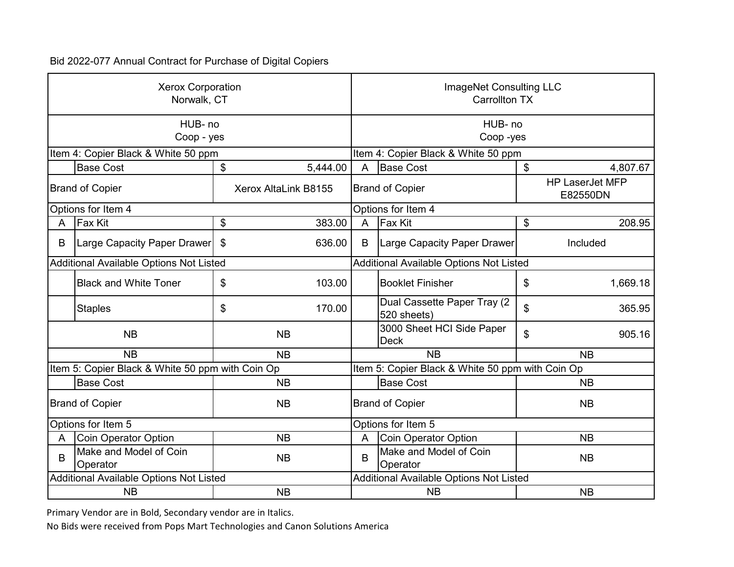Bid 2022-077 Annual Contract for Purchase of Digital Copiers

| Xerox Corporation<br>Norwalk, CT | | | ImageNet Consulting LLC<br>Carrollton TX | | |
|---|---|---|---|---|---|
| HUB- no<br>Coop - yes | | | HUB- no<br>Coop -yes | | |
| Item 4: Copier Black & White 50 ppm | | | Item 4: Copier Black & White 50 ppm | | |
| | Base Cost | $ 5,444.00 | A | Base Cost | $ 4,807.67 |
| Brand of Copier | | Xerox AltaLink B8155 | Brand of Copier | | HP LaserJet MFP E82550DN |
| Options for Item 4 | | | Options for Item 4 | | |
| A | Fax Kit | $ 383.00 | A | Fax Kit | $ 208.95 |
| B | Large Capacity Paper Drawer | $ 636.00 | B | Large Capacity Paper Drawer | Included |
| Additional Available Options Not Listed | | | Additional Available Options Not Listed | | |
| | Black and White Toner | $ 103.00 | | Booklet Finisher | $ 1,669.18 |
| | Staples | $ 170.00 | | Dual Cassette Paper Tray (2 520 sheets) | $ 365.95 |
| NB | | NB | | 3000 Sheet HCI Side Paper Deck | $ 905.16 |
| NB | | NB | NB | | NB |
| Item 5: Copier Black & White 50 ppm with Coin Op | | | Item 5: Copier Black & White 50 ppm with Coin Op | | |
| | Base Cost | NB | | Base Cost | NB |
| Brand of Copier | | NB | Brand of Copier | | NB |
| Options for Item 5 | | | Options for Item 5 | | |
| A | Coin Operator Option | NB | A | Coin Operator Option | NB |
| B | Make and Model of Coin Operator | NB | B | Make and Model of Coin Operator | NB |
| Additional Available Options Not Listed | | | Additional Available Options Not Listed | | |
| NB | | NB | NB | | NB |

Primary Vendor are in Bold, Secondary vendor are in Italics.

No Bids were received from Pops Mart Technologies and Canon Solutions America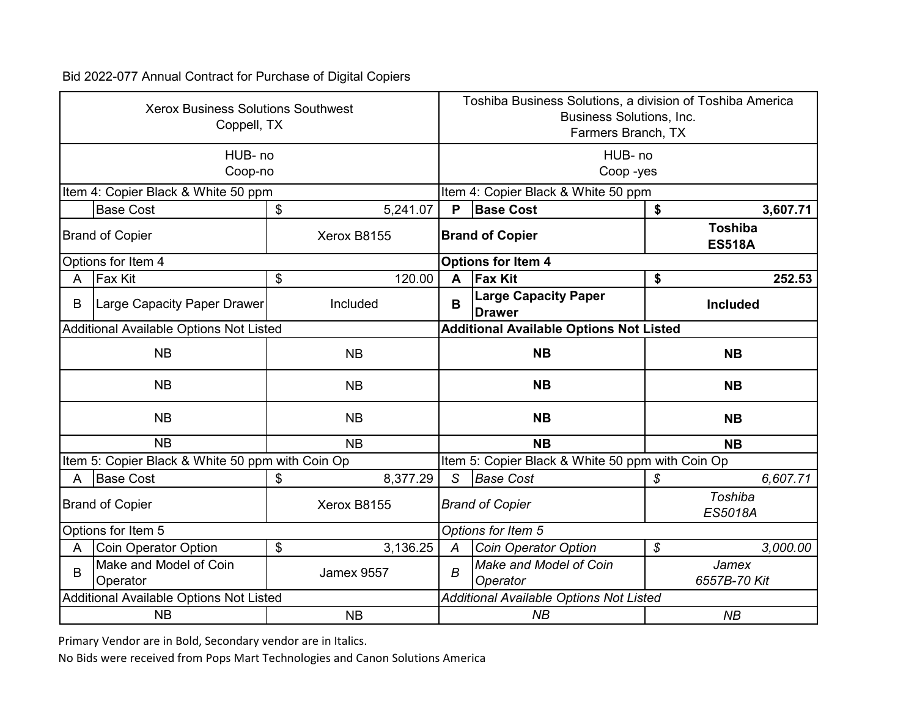Bid 2022-077 Annual Contract for Purchase of Digital Copiers

| Xerox Business Solutions Southwest<br>Coppell, TX | | | | Toshiba Business Solutions, a division of Toshiba America Business Solutions, Inc.<br>Farmers Branch, TX | | | |
|---|---|---|---|---|---|---|---|
| HUB- no<br>Coop-no | | | | HUB- no<br>Coop -yes | | | |
| Item 4: Copier Black & White 50 ppm | | | | Item 4: Copier Black & White 50 ppm | | | |
| | Base Cost | $ | 5,241.07 | **P** | **Base Cost** | **$** | **3,607.71** |
| Brand of Copier | | Xerox B8155 | | **Brand of Copier** | | **Toshiba ES518A** | |
| Options for Item 4 | | | | **Options for Item 4** | | | |
| A | Fax Kit | $ | 120.00 | **A** | **Fax Kit** | **$** | **252.53** |
| B | Large Capacity Paper Drawer | Included | | **B** | **Large Capacity Paper Drawer** | **Included** | |
| Additional Available Options Not Listed | | | | **Additional Available Options Not Listed** | | | |
| NB | | NB | | **NB** | | **NB** | |
| NB | | NB | | **NB** | | **NB** | |
| NB | | NB | | **NB** | | **NB** | |
| NB | | NB | | **NB** | | **NB** | |
| Item 5: Copier Black & White 50 ppm with Coin Op | | | | Item 5: Copier Black & White 50 ppm with Coin Op | | | |
| A | Base Cost | $ | 8,377.29 | *S* | *Base Cost* | *$* | *6,607.71* |
| Brand of Copier | | Xerox B8155 | | *Brand of Copier* | | *Toshiba ES5018A* | |
| Options for Item 5 | | | | *Options for Item 5* | | | |
| A | Coin Operator Option | $ | 3,136.25 | *A* | *Coin Operator Option* | *$* | *3,000.00* |
| B | Make and Model of Coin Operator | Jamex 9557 | | *B* | *Make and Model of Coin Operator* | *Jamex 6557B-70 Kit* | |
| Additional Available Options Not Listed | | | | *Additional Available Options Not Listed* | | | |
| NB | | NB | | *NB* | | *NB* | |

Primary Vendor are in Bold, Secondary vendor are in Italics.

No Bids were received from Pops Mart Technologies and Canon Solutions America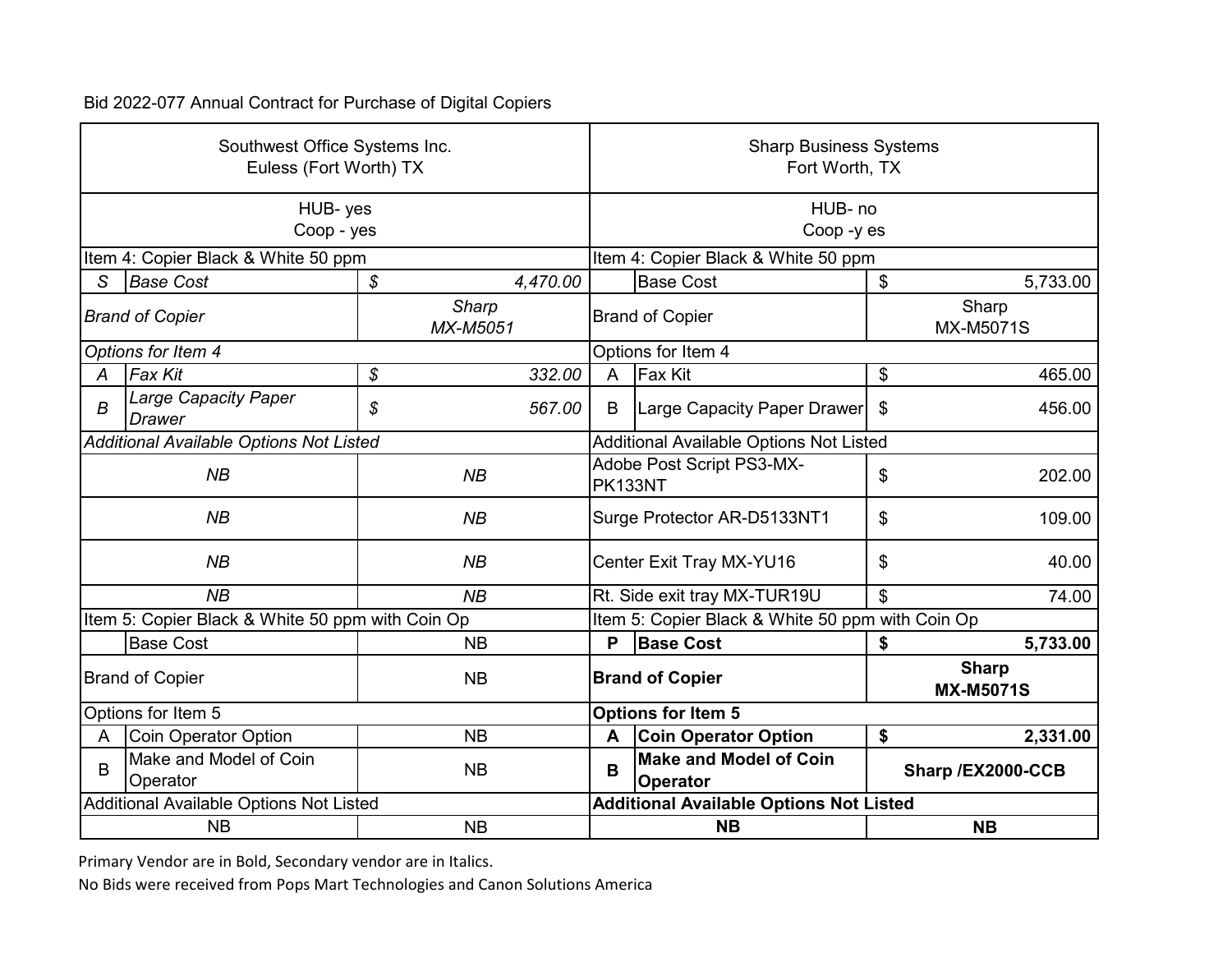Bid 2022-077 Annual Contract for Purchase of Digital Copiers

| Southwest Office Systems Inc.<br>Euless (Fort Worth) TX | | | | Sharp Business Systems<br>Fort Worth, TX | | | |
|---|---|---|---|---|---|---|---|
| HUB- yes<br>Coop - yes | | | | HUB- no<br>Coop -y es | | | |
| Item 4: Copier Black & White 50 ppm | | | | Item 4: Copier Black & White 50 ppm | | | |
| *S* | *Base Cost* | *$* | *4,470.00* | | Base Cost | $ | 5,733.00 |
| *Brand of Copier* | | *Sharp<br>MX-M5051* | | Brand of Copier | | Sharp<br>MX-M5071S | |
| *Options for Item 4* | | | | Options for Item 4 | | | |
| *A* | *Fax Kit* | *$* | *332.00* | A | Fax Kit | $ | 465.00 |
| *B* | *Large Capacity Paper Drawer* | *$* | *567.00* | B | Large Capacity Paper Drawer | $ | 456.00 |
| *Additional Available Options Not Listed* | | | | Additional Available Options Not Listed | | | |
| *NB* | | *NB* | | Adobe Post Script PS3-MX-PK133NT | | $ | 202.00 |
| *NB* | | *NB* | | Surge Protector AR-D5133NT1 | | $ | 109.00 |
| *NB* | | *NB* | | Center Exit Tray MX-YU16 | | $ | 40.00 |
| *NB* | | *NB* | | Rt. Side exit tray MX-TUR19U | | $ | 74.00 |
| Item 5: Copier Black & White 50 ppm with Coin Op | | | | Item 5: Copier Black & White 50 ppm with Coin Op | | | |
| | Base Cost | NB | | **P** | **Base Cost** | **$** | **5,733.00** |
| Brand of Copier | | NB | | **Brand of Copier** | | **Sharp<br>MX-M5071S** | |
| Options for Item 5 | | | | **Options for Item 5** | | | |
| A | Coin Operator Option | NB | | **A** | **Coin Operator Option** | **$** | **2,331.00** |
| B | Make and Model of Coin Operator | NB | | **B** | **Make and Model of Coin Operator** | **Sharp /EX2000-CCB** | |
| Additional Available Options Not Listed | | | | **Additional Available Options Not Listed** | | | |
| NB | | NB | | **NB** | | **NB** | |

Primary Vendor are in Bold, Secondary vendor are in Italics.

No Bids were received from Pops Mart Technologies and Canon Solutions America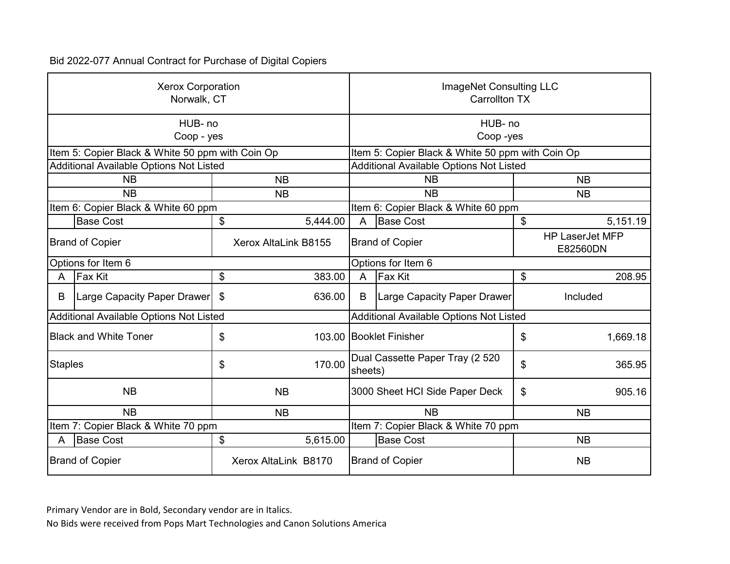Bid 2022-077 Annual Contract for Purchase of Digital Copiers

| Xerox Corporation<br>Norwalk, CT | | | | ImageNet Consulting LLC<br>Carrollton TX | | | |
|---|---|---|---|---|---|---|---|
| HUB- no<br>Coop - yes | | | | HUB- no<br>Coop -yes | | | |
| Item 5: Copier Black & White 50 ppm with Coin Op | | | | Item 5: Copier Black & White 50 ppm with Coin Op | | | |
| Additional Available Options Not Listed | | | | Additional Available Options Not Listed | | | |
| NB | | NB | | NB | | NB | |
| NB | | NB | | NB | | NB | |
| Item 6: Copier Black & White 60 ppm | | | | Item 6: Copier Black & White 60 ppm | | | |
| | Base Cost | $ | 5,444.00 | A | Base Cost | $ | 5,151.19 |
| Brand of Copier | | Xerox AltaLink B8155 | | Brand of Copier | | HP LaserJet MFP E82560DN | |
| Options for Item 6 | | | | Options for Item 6 | | | |
| A | Fax Kit | $ | 383.00 | A | Fax Kit | $ | 208.95 |
| B | Large Capacity Paper Drawer | $ | 636.00 | B | Large Capacity Paper Drawer | Included | |
| Additional Available Options Not Listed | | | | Additional Available Options Not Listed | | | |
| Black and White Toner | | $ | 103.00 | Booklet Finisher | | $ | 1,669.18 |
| Staples | | $ | 170.00 | Dual Cassette Paper Tray (2 520 sheets) | | $ | 365.95 |
| NB | | NB | | 3000 Sheet HCI Side Paper Deck | | $ | 905.16 |
| NB | | NB | | NB | | NB | |
| Item 7: Copier Black & White 70 ppm | | | | Item 7: Copier Black & White 70 ppm | | | |
| A | Base Cost | $ | 5,615.00 | | Base Cost | NB | |
| Brand of Copier | | Xerox AltaLink B8170 | | Brand of Copier | | NB | |

Primary Vendor are in Bold, Secondary vendor are in Italics.

No Bids were received from Pops Mart Technologies and Canon Solutions America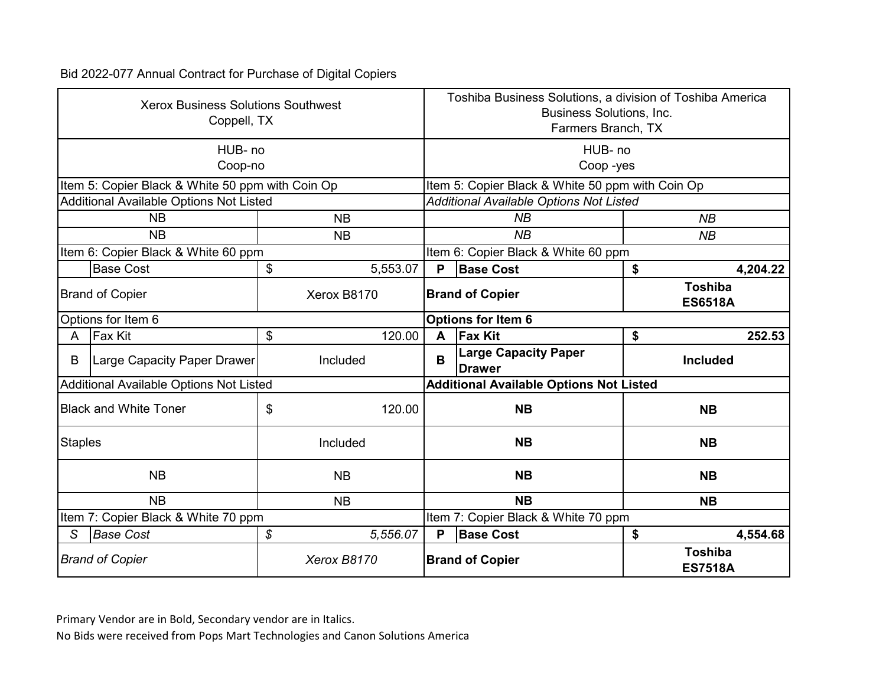Bid 2022-077 Annual Contract for Purchase of Digital Copiers

| Xerox Business Solutions Southwest<br>Coppell, TX | | | | Toshiba Business Solutions, a division of Toshiba America Business Solutions, Inc.<br>Farmers Branch, TX | | | |
|---|---|---|---|---|---|---|---|
| HUB- no<br>Coop-no | | | | HUB- no<br>Coop -yes | | | |
| Item 5: Copier Black & White 50 ppm with Coin Op | | | | Item 5: Copier Black & White 50 ppm with Coin Op | | | |
| Additional Available Options Not Listed | | | | *Additional Available Options Not Listed* | | | |
| NB | | NB | | *NB* | | *NB* | |
| NB | | NB | | *NB* | | *NB* | |
| Item 6: Copier Black & White 60 ppm | | | | Item 6: Copier Black & White 60 ppm | | | |
| | Base Cost | $ | 5,553.07 | **P** | **Base Cost** | **$** | **4,204.22** |
| Brand of Copier | | Xerox B8170 | | **Brand of Copier** | | **Toshiba ES6518A** | |
| Options for Item 6 | | | | **Options for Item 6** | | | |
| A | Fax Kit | $ | 120.00 | **A** | **Fax Kit** | **$** | **252.53** |
| B | Large Capacity Paper Drawer | Included | | **B** | **Large Capacity Paper Drawer** | **Included** | |
| Additional Available Options Not Listed | | | | **Additional Available Options Not Listed** | | | |
| Black and White Toner | | $ | 120.00 | **NB** | | **NB** | |
| Staples | | Included | | **NB** | | **NB** | |
| NB | | NB | | **NB** | | **NB** | |
| NB | | NB | | **NB** | | **NB** | |
| Item 7: Copier Black & White 70 ppm | | | | Item 7: Copier Black & White 70 ppm | | | |
| *S* | *Base Cost* | *$* | *5,556.07* | **P** | **Base Cost** | **$** | **4,554.68** |
| *Brand of Copier* | | *Xerox B8170* | | **Brand of Copier** | | **Toshiba ES7518A** | |

Primary Vendor are in Bold, Secondary vendor are in Italics.

No Bids were received from Pops Mart Technologies and Canon Solutions America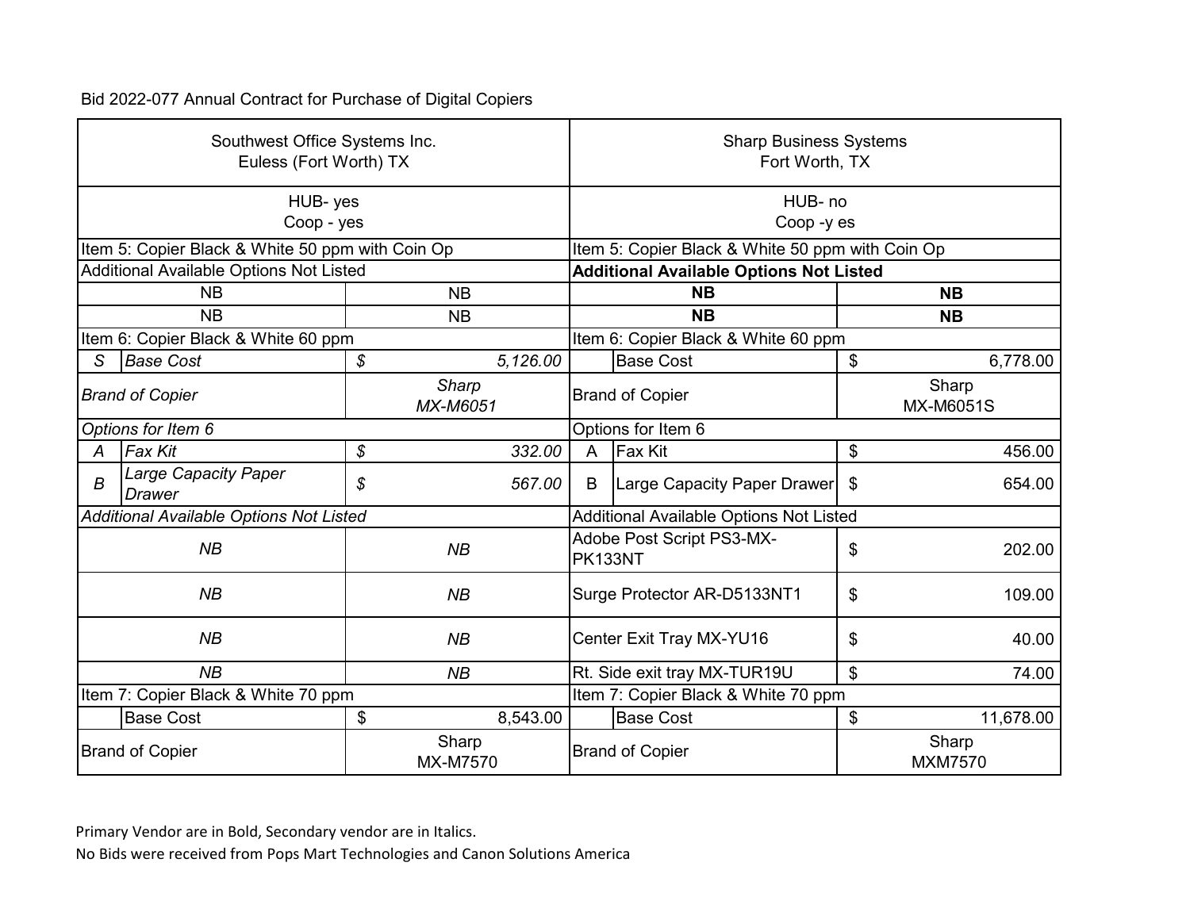Bid 2022-077 Annual Contract for Purchase of Digital Copiers

| Southwest Office Systems Inc.<br>Euless (Fort Worth) TX | | | | Sharp Business Systems<br>Fort Worth, TX | | | |
|---|---|---|---|---|---|---|---|
| HUB- yes<br>Coop - yes | | | | HUB- no<br>Coop -y es | | | |
| Item 5: Copier Black & White 50 ppm with Coin Op | | | | Item 5: Copier Black & White 50 ppm with Coin Op | | | |
| Additional Available Options Not Listed | | | | **Additional Available Options Not Listed** | | | |
| NB | | NB | | **NB** | | **NB** | |
| NB | | NB | | **NB** | | **NB** | |
| Item 6: Copier Black & White 60 ppm | | | | Item 6: Copier Black & White 60 ppm | | | |
| *S* | *Base Cost* | *$* | *5,126.00* | | Base Cost | $ | 6,778.00 |
| *Brand of Copier* | | *Sharp<br>MX-M6051* | | Brand of Copier | | Sharp<br>MX-M6051S | |
| *Options for Item 6* | | | | Options for Item 6 | | | |
| *A* | *Fax Kit* | *$* | *332.00* | A | Fax Kit | $ | 456.00 |
| *B* | *Large Capacity Paper Drawer* | *$* | *567.00* | B | Large Capacity Paper Drawer | $ | 654.00 |
| *Additional Available Options Not Listed* | | | | Additional Available Options Not Listed | | | |
| *NB* | | *NB* | | Adobe Post Script PS3-MX-PK133NT | | $ | 202.00 |
| *NB* | | *NB* | | Surge Protector AR-D5133NT1 | | $ | 109.00 |
| *NB* | | *NB* | | Center Exit Tray MX-YU16 | | $ | 40.00 |
| *NB* | | *NB* | | Rt. Side exit tray MX-TUR19U | | $ | 74.00 |
| Item 7: Copier Black & White 70 ppm | | | | Item 7: Copier Black & White 70 ppm | | | |
| | Base Cost | $ | 8,543.00 | | Base Cost | $ | 11,678.00 |
| Brand of Copier | | Sharp<br>MX-M7570 | | Brand of Copier | | Sharp<br>MXM7570 | |

Primary Vendor are in Bold, Secondary vendor are in Italics.

No Bids were received from Pops Mart Technologies and Canon Solutions America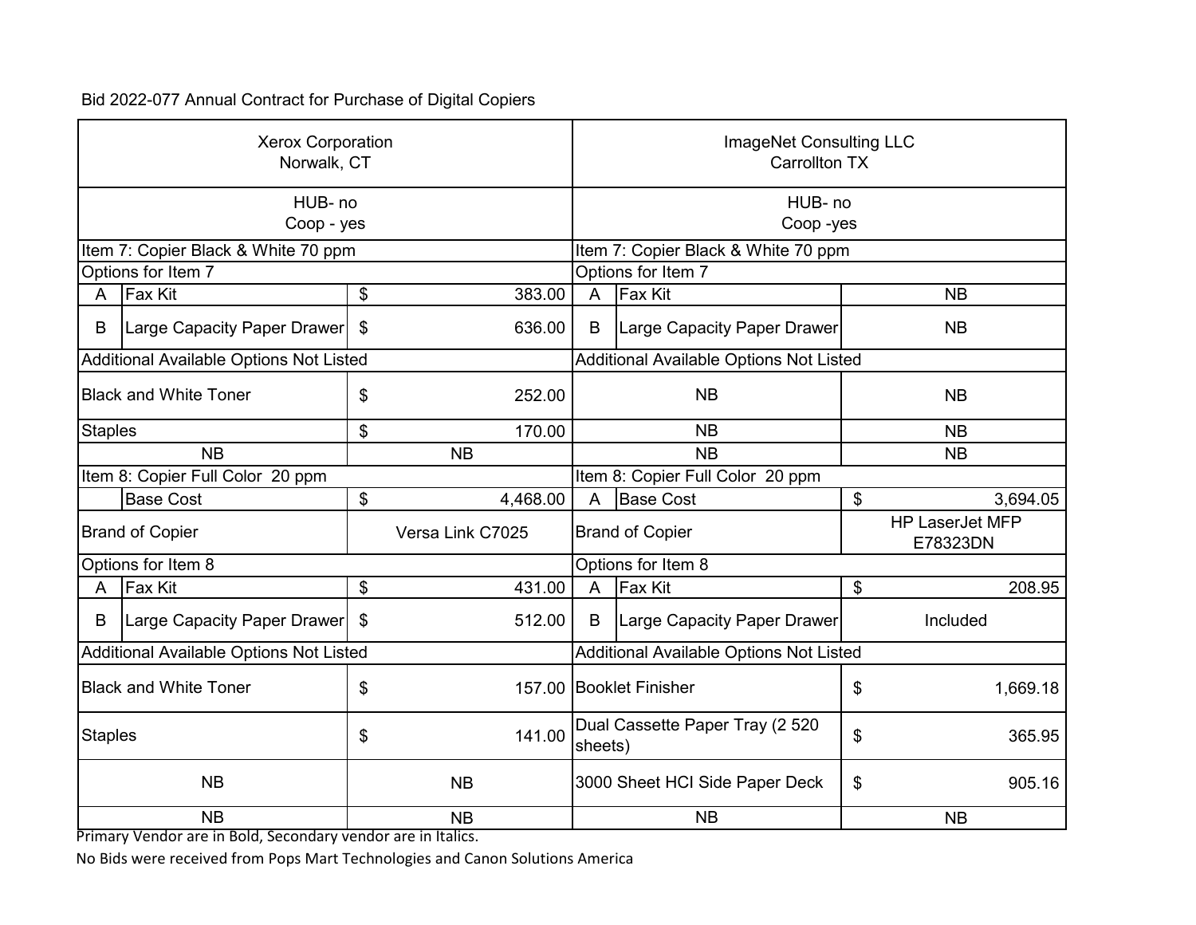Bid 2022-077 Annual Contract for Purchase of Digital Copiers

| Xerox Corporation Norwalk, CT | | | ImageNet Consulting LLC Carrollton TX | | |
|---|---|---|---|---|---|
| HUB- no Coop - yes | | | HUB- no Coop -yes | | |
| Item 7: Copier Black & White 70 ppm | | | Item 7: Copier Black & White 70 ppm | | |
| Options for Item 7 | | | Options for Item 7 | | |
| A | Fax Kit | $ 383.00 | A | Fax Kit | NB |
| B | Large Capacity Paper Drawer | $ 636.00 | B | Large Capacity Paper Drawer | NB |
| Additional Available Options Not Listed | | | Additional Available Options Not Listed | | |
| Black and White Toner | | $ 252.00 | NB | | NB |
| Staples | | $ 170.00 | NB | | NB |
| NB | | NB | NB | | NB |
| Item 8: Copier Full Color 20 ppm | | | Item 8: Copier Full Color 20 ppm | | |
| | Base Cost | $ 4,468.00 | A | Base Cost | $ 3,694.05 |
| Brand of Copier | | Versa Link C7025 | Brand of Copier | | HP LaserJet MFP E78323DN |
| Options for Item 8 | | | Options for Item 8 | | |
| A | Fax Kit | $ 431.00 | A | Fax Kit | $ 208.95 |
| B | Large Capacity Paper Drawer | $ 512.00 | B | Large Capacity Paper Drawer | Included |
| Additional Available Options Not Listed | | | Additional Available Options Not Listed | | |
| Black and White Toner | | $ 157.00 | Booklet Finisher | | $ 1,669.18 |
| Staples | | $ 141.00 | Dual Cassette Paper Tray (2 520 sheets) | | $ 365.95 |
| NB | | NB | 3000 Sheet HCI Side Paper Deck | | $ 905.16 |
| NB | | NB | NB | | NB |

Primary Vendor are in Bold, Secondary vendor are in Italics.

No Bids were received from Pops Mart Technologies and Canon Solutions America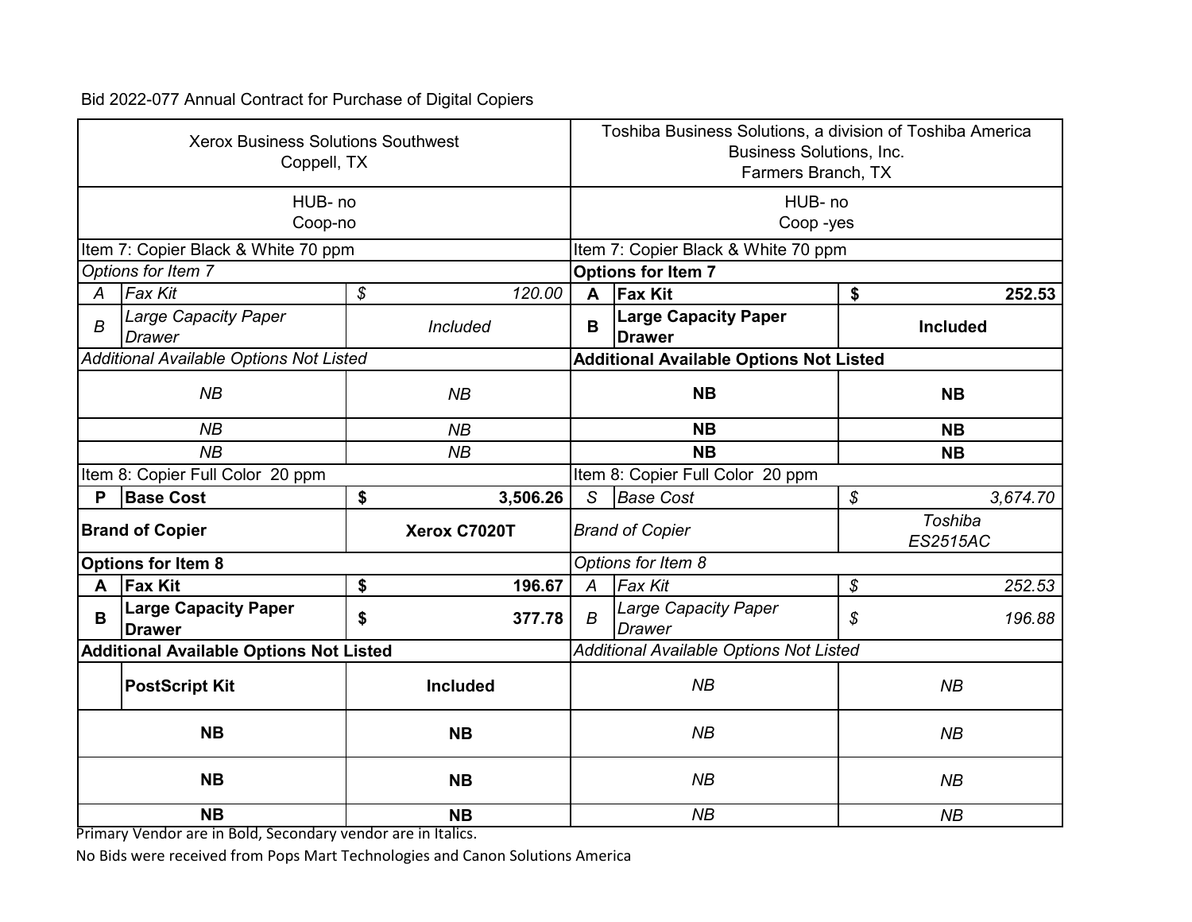Bid 2022-077 Annual Contract for Purchase of Digital Copiers

| Xerox Business Solutions Southwest<br>Coppell, TX | | | | Toshiba Business Solutions, a division of Toshiba America Business Solutions, Inc.<br>Farmers Branch, TX | | | |
|---|---|---|---|---|---|---|---|
| HUB- no<br>Coop-no | | | | HUB- no<br>Coop -yes | | | |
| Item 7: Copier Black & White 70 ppm | | | | Item 7: Copier Black & White 70 ppm | | | |
| *Options for Item 7* | | | | **Options for Item 7** | | | |
| *A* | *Fax Kit* | *$* | *120.00* | **A** | **Fax Kit** | **$** | **252.53** |
| *B* | *Large Capacity Paper Drawer* | *Included* | | **B** | **Large Capacity Paper Drawer** | **Included** | |
| *Additional Available Options Not Listed* | | | | **Additional Available Options Not Listed** | | | |
| *NB* | | *NB* | | **NB** | | **NB** | |
| *NB* | | *NB* | | **NB** | | **NB** | |
| *NB* | | *NB* | | **NB** | | **NB** | |
| Item 8: Copier Full Color 20 ppm | | | | Item 8: Copier Full Color 20 ppm | | | |
| **P** | **Base Cost** | **$** | **3,506.26** | *S* | *Base Cost* | *$* | *3,674.70* |
| **Brand of Copier** | | **Xerox C7020T** | | *Brand of Copier* | | *Toshiba ES2515AC* | |
| **Options for Item 8** | | | | *Options for Item 8* | | | |
| **A** | **Fax Kit** | **$** | **196.67** | *A* | *Fax Kit* | *$* | *252.53* |
| **B** | **Large Capacity Paper Drawer** | **$** | **377.78** | *B* | *Large Capacity Paper Drawer* | *$* | *196.88* |
| **Additional Available Options Not Listed** | | | | *Additional Available Options Not Listed* | | | |
| | **PostScript Kit** | **Included** | | *NB* | | *NB* | |
| **NB** | | **NB** | | *NB* | | *NB* | |
| **NB** | | **NB** | | *NB* | | *NB* | |
| **NB** | | **NB** | | *NB* | | *NB* | |

Primary Vendor are in Bold, Secondary vendor are in Italics.

No Bids were received from Pops Mart Technologies and Canon Solutions America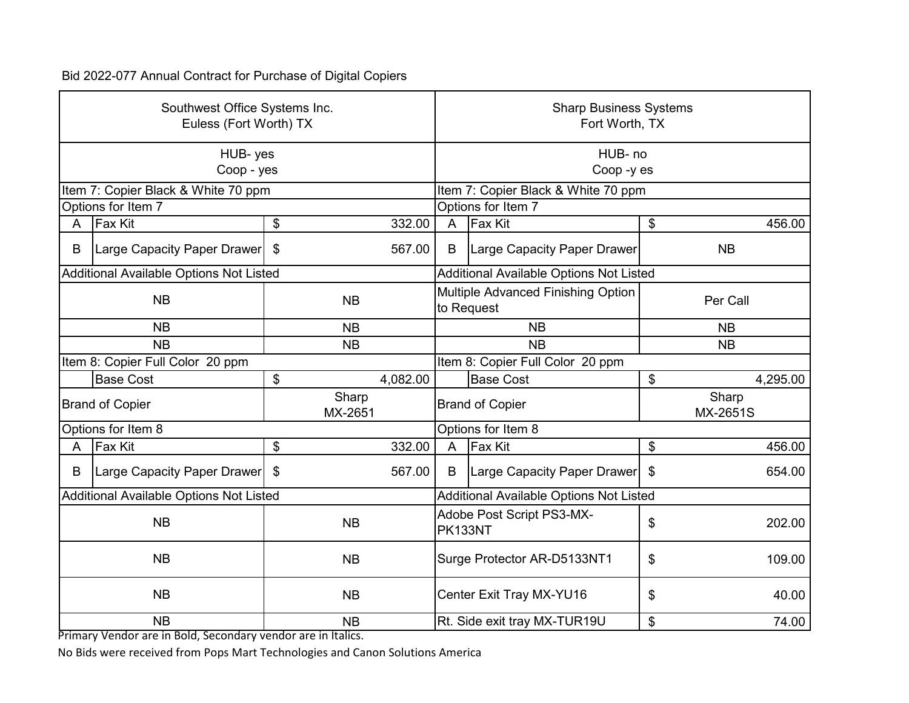Bid 2022-077 Annual Contract for Purchase of Digital Copiers

| Southwest Office Systems Inc.<br>Euless (Fort Worth) TX | | | | Sharp Business Systems<br>Fort Worth, TX | | | |
|---|---|---|---|---|---|---|---|
| HUB- yes<br>Coop - yes | | | | HUB- no<br>Coop -y es | | | |
| Item 7: Copier Black & White 70 ppm | | | | Item 7: Copier Black & White 70 ppm | | | |
| Options for Item 7 | | | | Options for Item 7 | | | |
| A | Fax Kit | $ | 332.00 | A | Fax Kit | $ | 456.00 |
| B | Large Capacity Paper Drawer | $ | 567.00 | B | Large Capacity Paper Drawer | NB | |
| Additional Available Options Not Listed | | | | Additional Available Options Not Listed | | | |
| NB | | NB | | Multiple Advanced Finishing Option to Request | | Per Call | |
| NB | | NB | | NB | | NB | |
| NB | | NB | | NB | | NB | |
| Item 8: Copier Full Color 20 ppm | | | | Item 8: Copier Full Color 20 ppm | | | |
| | Base Cost | $ | 4,082.00 | | Base Cost | $ | 4,295.00 |
| Brand of Copier | | Sharp<br>MX-2651 | | Brand of Copier | | Sharp<br>MX-2651S | |
| Options for Item 8 | | | | Options for Item 8 | | | |
| A | Fax Kit | $ | 332.00 | A | Fax Kit | $ | 456.00 |
| B | Large Capacity Paper Drawer | $ | 567.00 | B | Large Capacity Paper Drawer | $ | 654.00 |
| Additional Available Options Not Listed | | | | Additional Available Options Not Listed | | | |
| NB | | NB | | Adobe Post Script PS3-MX-PK133NT | | $ | 202.00 |
| NB | | NB | | Surge Protector AR-D5133NT1 | | $ | 109.00 |
| NB | | NB | | Center Exit Tray MX-YU16 | | $ | 40.00 |
| NB | | NB | | Rt. Side exit tray MX-TUR19U | | $ | 74.00 |

Primary Vendor are in Bold, Secondary vendor are in Italics.

No Bids were received from Pops Mart Technologies and Canon Solutions America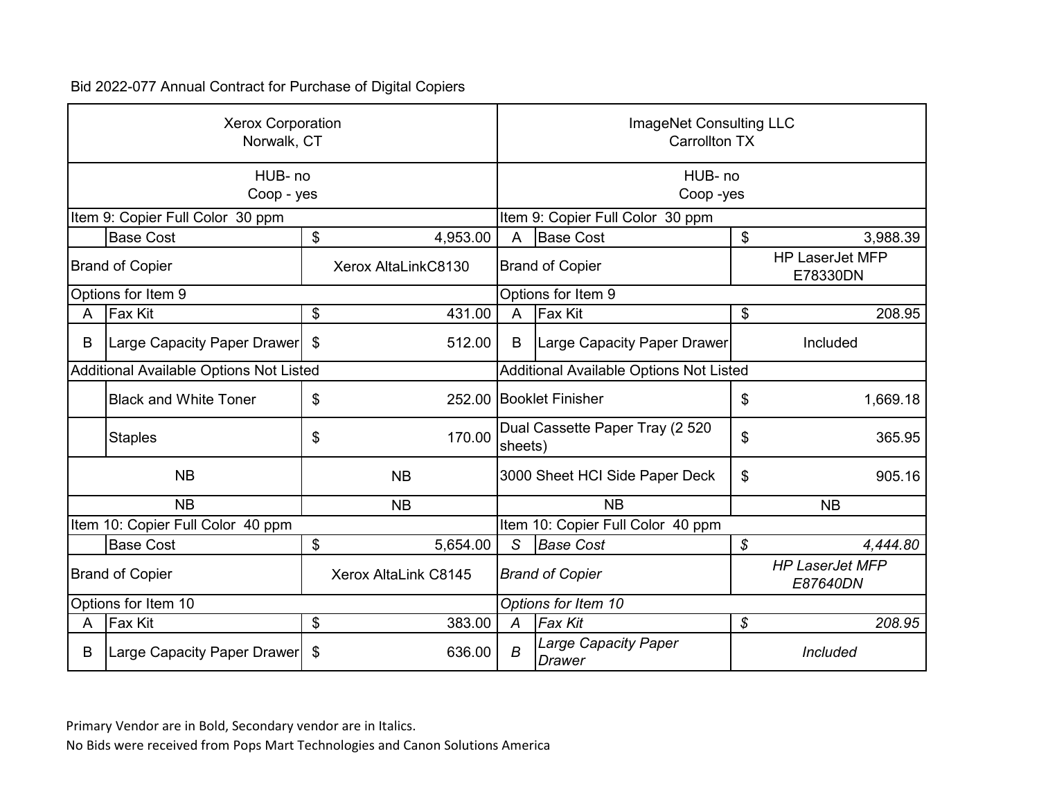Bid 2022-077 Annual Contract for Purchase of Digital Copiers

| Xerox Corporation<br>Norwalk, CT | | | | ImageNet Consulting LLC<br>Carrollton TX | | | |
|---|---|---|---|---|---|---|---|
| HUB- no<br>Coop - yes | | | | HUB- no<br>Coop -yes | | | |
| Item 9: Copier Full Color 30 ppm | | | | Item 9: Copier Full Color 30 ppm | | | |
| | Base Cost | $ | 4,953.00 | A | Base Cost | $ | 3,988.39 |
| Brand of Copier | | Xerox AltaLinkC8130 | | Brand of Copier | | HP LaserJet MFP E78330DN | |
| Options for Item 9 | | | | Options for Item 9 | | | |
| A | Fax Kit | $ | 431.00 | A | Fax Kit | $ | 208.95 |
| B | Large Capacity Paper Drawer | $ | 512.00 | B | Large Capacity Paper Drawer | Included | |
| Additional Available Options Not Listed | | | | Additional Available Options Not Listed | | | |
| | Black and White Toner | $ | 252.00 | Booklet Finisher | | $ | 1,669.18 |
| | Staples | $ | 170.00 | Dual Cassette Paper Tray (2 520 sheets) | | $ | 365.95 |
| NB | | NB | | 3000 Sheet HCI Side Paper Deck | | $ | 905.16 |
| NB | | NB | | NB | | NB | |
| Item 10: Copier Full Color 40 ppm | | | | Item 10: Copier Full Color 40 ppm | | | |
| | Base Cost | $ | 5,654.00 | *S* | *Base Cost* | *$* | *4,444.80* |
| Brand of Copier | | Xerox AltaLink C8145 | | *Brand of Copier* | | *HP LaserJet MFP E87640DN* | |
| Options for Item 10 | | | | *Options for Item 10* | | | |
| A | Fax Kit | $ | 383.00 | *A* | *Fax Kit* | *$* | *208.95* |
| B | Large Capacity Paper Drawer | $ | 636.00 | *B* | *Large Capacity Paper Drawer* | *Included* | |

Primary Vendor are in Bold, Secondary vendor are in Italics.

No Bids were received from Pops Mart Technologies and Canon Solutions America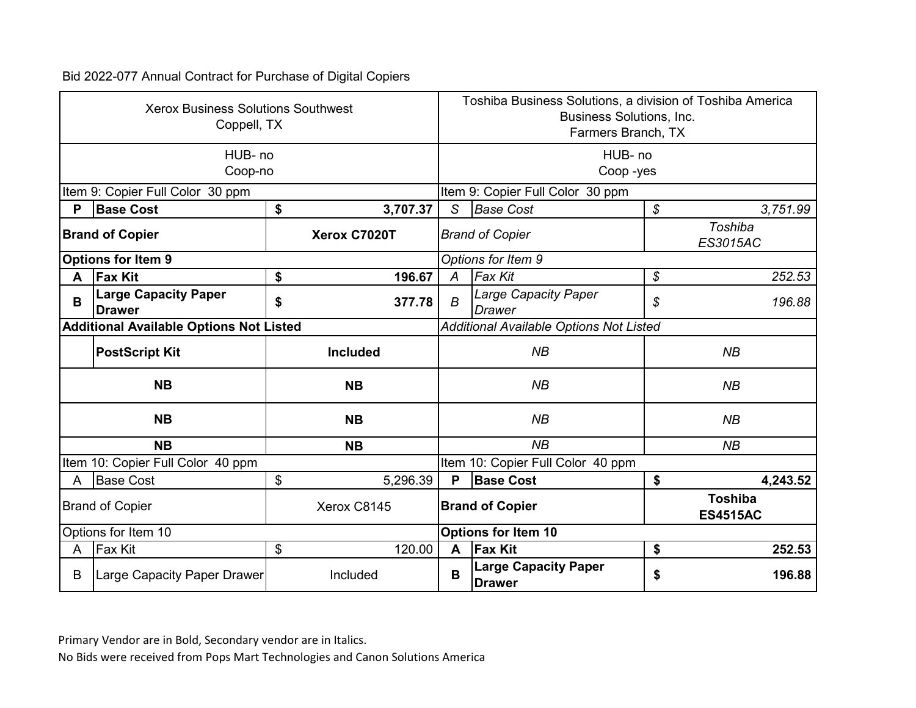Bid 2022-077 Annual Contract for Purchase of Digital Copiers

| Xerox Business Solutions Southwest<br>Coppell, TX | | | | Toshiba Business Solutions, a division of Toshiba America Business Solutions, Inc.<br>Farmers Branch, TX | | | |
|---|---|---|---|---|---|---|---|
| HUB- no<br>Coop-no | | | | HUB- no<br>Coop -yes | | | |
| Item 9: Copier Full Color 30 ppm | | | | Item 9: Copier Full Color 30 ppm | | | |
| **P** | **Base Cost** | **$** | **3,707.37** | *S* | *Base Cost* | *$* | *3,751.99* |
| **Brand of Copier** | | **Xerox C7020T** | | *Brand of Copier* | | *Toshiba ES3015AC* | |
| **Options for Item 9** | | | | *Options for Item 9* | | | |
| **A** | **Fax Kit** | **$** | **196.67** | *A* | *Fax Kit* | *$* | *252.53* |
| **B** | **Large Capacity Paper Drawer** | **$** | **377.78** | *B* | *Large Capacity Paper Drawer* | *$* | *196.88* |
| **Additional Available Options Not Listed** | | | | *Additional Available Options Not Listed* | | | |
| | **PostScript Kit** | **Included** | | *NB* | | *NB* | |
| **NB** | | **NB** | | *NB* | | *NB* | |
| **NB** | | **NB** | | *NB* | | *NB* | |
| **NB** | | **NB** | | *NB* | | *NB* | |
| Item 10: Copier Full Color 40 ppm | | | | Item 10: Copier Full Color 40 ppm | | | |
| A | Base Cost | $ | 5,296.39 | **P** | **Base Cost** | **$** | **4,243.52** |
| Brand of Copier | | Xerox C8145 | | **Brand of Copier** | | **Toshiba ES4515AC** | |
| Options for Item 10 | | | | **Options for Item 10** | | | |
| A | Fax Kit | $ | 120.00 | **A** | **Fax Kit** | **$** | **252.53** |
| B | Large Capacity Paper Drawer | Included | | **B** | **Large Capacity Paper Drawer** | **$** | **196.88** |

Primary Vendor are in Bold, Secondary vendor are in Italics.

No Bids were received from Pops Mart Technologies and Canon Solutions America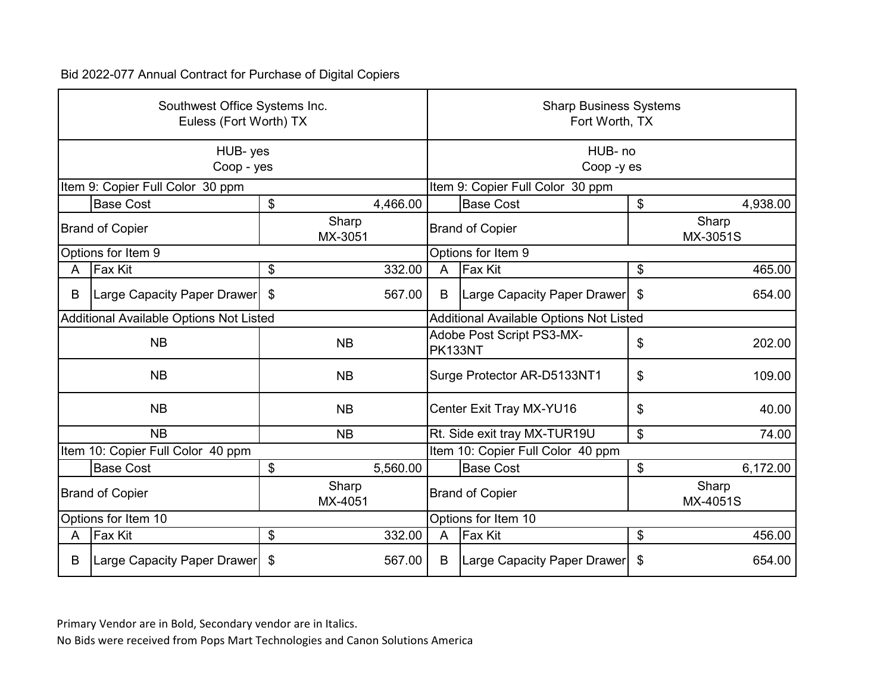Bid 2022-077 Annual Contract for Purchase of Digital Copiers

| Southwest Office Systems Inc.<br>Euless (Fort Worth) TX | | | | Sharp Business Systems<br>Fort Worth, TX | | | |
|---|---|---|---|---|---|---|---|
| HUB- yes<br>Coop - yes | | | | HUB- no<br>Coop -y es | | | |
| Item 9: Copier Full Color 30 ppm | | | | Item 9: Copier Full Color 30 ppm | | | |
| | Base Cost | $ | 4,466.00 | | Base Cost | $ | 4,938.00 |
| Brand of Copier | | Sharp<br>MX-3051 | | Brand of Copier | | Sharp<br>MX-3051S | |
| Options for Item 9 | | | | Options for Item 9 | | | |
| A | Fax Kit | $ | 332.00 | A | Fax Kit | $ | 465.00 |
| B | Large Capacity Paper Drawer | $ | 567.00 | B | Large Capacity Paper Drawer | $ | 654.00 |
| Additional Available Options Not Listed | | | | Additional Available Options Not Listed | | | |
| NB | | NB | | Adobe Post Script PS3-MX-PK133NT | | $ | 202.00 |
| NB | | NB | | Surge Protector AR-D5133NT1 | | $ | 109.00 |
| NB | | NB | | Center Exit Tray MX-YU16 | | $ | 40.00 |
| NB | | NB | | Rt. Side exit tray MX-TUR19U | | $ | 74.00 |
| Item 10: Copier Full Color 40 ppm | | | | Item 10: Copier Full Color 40 ppm | | | |
| | Base Cost | $ | 5,560.00 | | Base Cost | $ | 6,172.00 |
| Brand of Copier | | Sharp<br>MX-4051 | | Brand of Copier | | Sharp<br>MX-4051S | |
| Options for Item 10 | | | | Options for Item 10 | | | |
| A | Fax Kit | $ | 332.00 | A | Fax Kit | $ | 456.00 |
| B | Large Capacity Paper Drawer | $ | 567.00 | B | Large Capacity Paper Drawer | $ | 654.00 |

Primary Vendor are in Bold, Secondary vendor are in Italics.

No Bids were received from Pops Mart Technologies and Canon Solutions America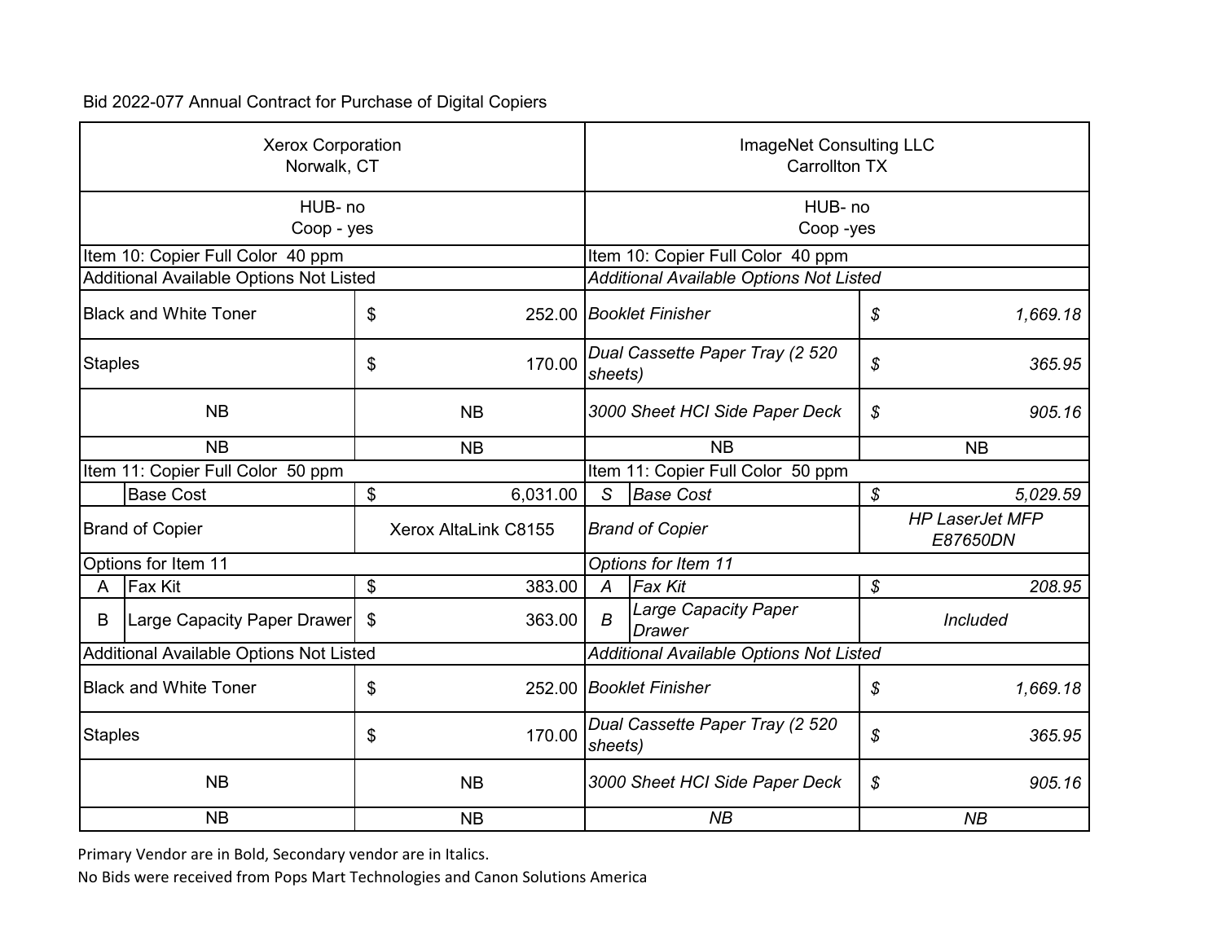Bid 2022-077 Annual Contract for Purchase of Digital Copiers

| Xerox Corporation<br>Norwalk, CT | | | | ImageNet Consulting LLC<br>Carrollton TX | | | |
|---|---|---|---|---|---|---|---|
| HUB- no<br>Coop - yes | | | | HUB- no<br>Coop -yes | | | |
| Item 10: Copier Full Color 40 ppm | | | | *Item 10: Copier Full Color 40 ppm* | | | |
| Additional Available Options Not Listed | | | | *Additional Available Options Not Listed* | | | |
| Black and White Toner | | $ | 252.00 | *Booklet Finisher* | | *$* | *1,669.18* |
| Staples | | $ | 170.00 | *Dual Cassette Paper Tray (2 520 sheets)* | | *$* | *365.95* |
| NB | | NB | | *3000 Sheet HCI Side Paper Deck* | | *$* | *905.16* |
| NB | | NB | | NB | | NB | |
| Item 11: Copier Full Color 50 ppm | | | | *Item 11: Copier Full Color 50 ppm* | | | |
| | Base Cost | $ | 6,031.00 | *S* | *Base Cost* | *$* | *5,029.59* |
| Brand of Copier | | Xerox AltaLink C8155 | | *Brand of Copier* | | *HP LaserJet MFP E87650DN* | |
| Options for Item 11 | | | | *Options for Item 11* | | | |
| A | Fax Kit | $ | 383.00 | *A* | *Fax Kit* | *$* | *208.95* |
| B | Large Capacity Paper Drawer | $ | 363.00 | *B* | *Large Capacity Paper Drawer* | *Included* | |
| Additional Available Options Not Listed | | | | *Additional Available Options Not Listed* | | | |
| Black and White Toner | | $ | 252.00 | *Booklet Finisher* | | *$* | *1,669.18* |
| Staples | | $ | 170.00 | *Dual Cassette Paper Tray (2 520 sheets)* | | *$* | *365.95* |
| NB | | NB | | *3000 Sheet HCI Side Paper Deck* | | *$* | *905.16* |
| NB | | NB | | *NB* | | *NB* | |

Primary Vendor are in Bold, Secondary vendor are in Italics.

No Bids were received from Pops Mart Technologies and Canon Solutions America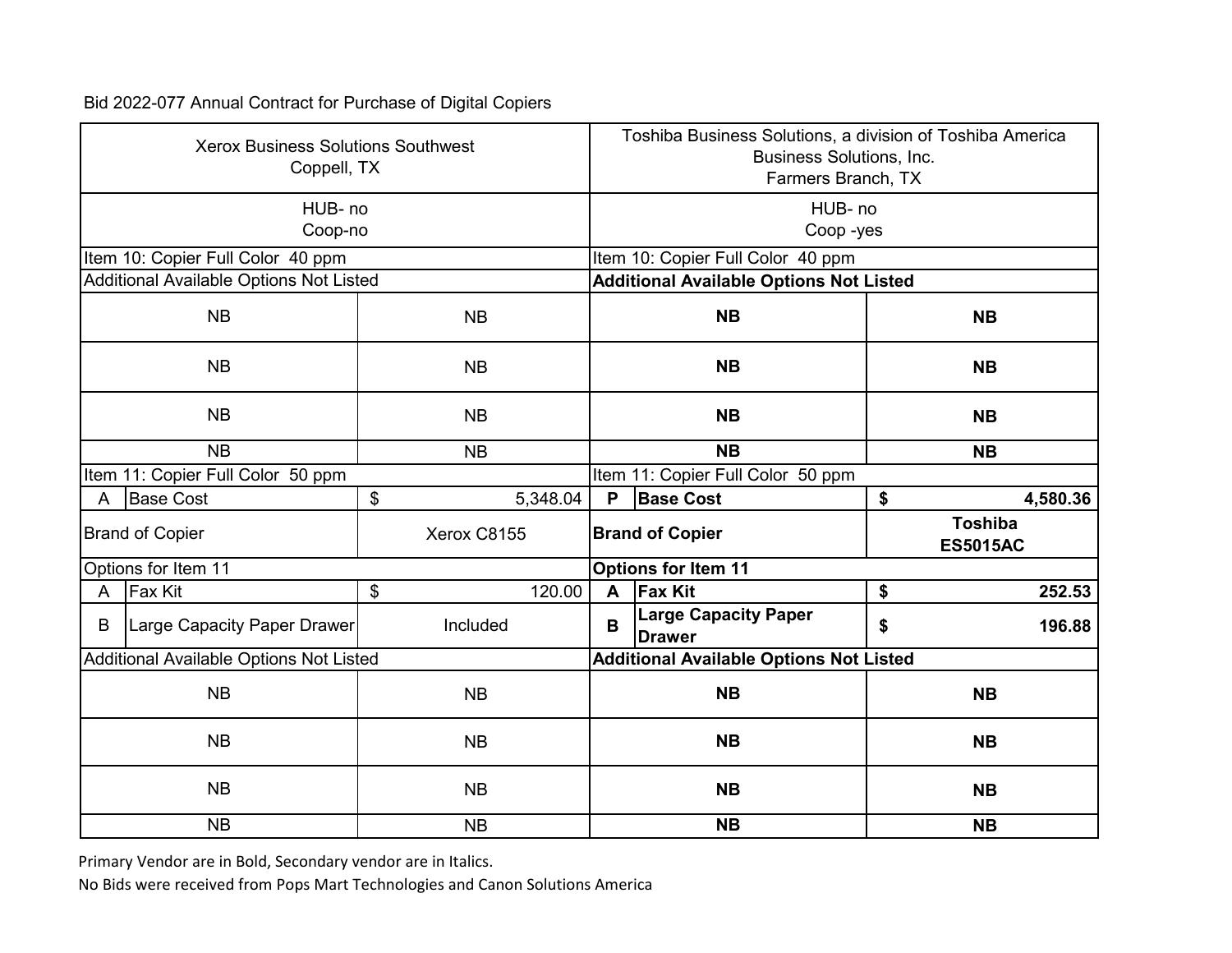Bid 2022-077 Annual Contract for Purchase of Digital Copiers

| Xerox Business Solutions Southwest<br>Coppell, TX | | | | **Toshiba Business Solutions, a division of Toshiba America Business Solutions, Inc.**<br>Farmers Branch, TX | | | |
|---|---|---|---|---|---|---|---|
| HUB- no<br>Coop-no | | | | HUB- no<br>Coop -yes | | | |
| Item 10: Copier Full Color 40 ppm | | | | Item 10: Copier Full Color 40 ppm | | | |
| Additional Available Options Not Listed | | | | **Additional Available Options Not Listed** | | | |
| NB | | NB | | **NB** | | **NB** | |
| NB | | NB | | **NB** | | **NB** | |
| NB | | NB | | **NB** | | **NB** | |
| NB | | NB | | **NB** | | **NB** | |
| Item 11: Copier Full Color 50 ppm | | | | Item 11: Copier Full Color 50 ppm | | | |
| A | Base Cost | $ | 5,348.04 | **P** | **Base Cost** | **$** | **4,580.36** |
| Brand of Copier | | Xerox C8155 | | **Brand of Copier** | | **Toshiba ES5015AC** | |
| Options for Item 11 | | | | **Options for Item 11** | | | |
| A | Fax Kit | $ | 120.00 | **A** | **Fax Kit** | **$** | **252.53** |
| B | Large Capacity Paper Drawer | Included | | **B** | **Large Capacity Paper Drawer** | **$** | **196.88** |
| Additional Available Options Not Listed | | | | **Additional Available Options Not Listed** | | | |
| NB | | NB | | **NB** | | **NB** | |
| NB | | NB | | **NB** | | **NB** | |
| NB | | NB | | **NB** | | **NB** | |
| NB | | NB | | **NB** | | **NB** | |

Primary Vendor are in Bold, Secondary vendor are in Italics.

No Bids were received from Pops Mart Technologies and Canon Solutions America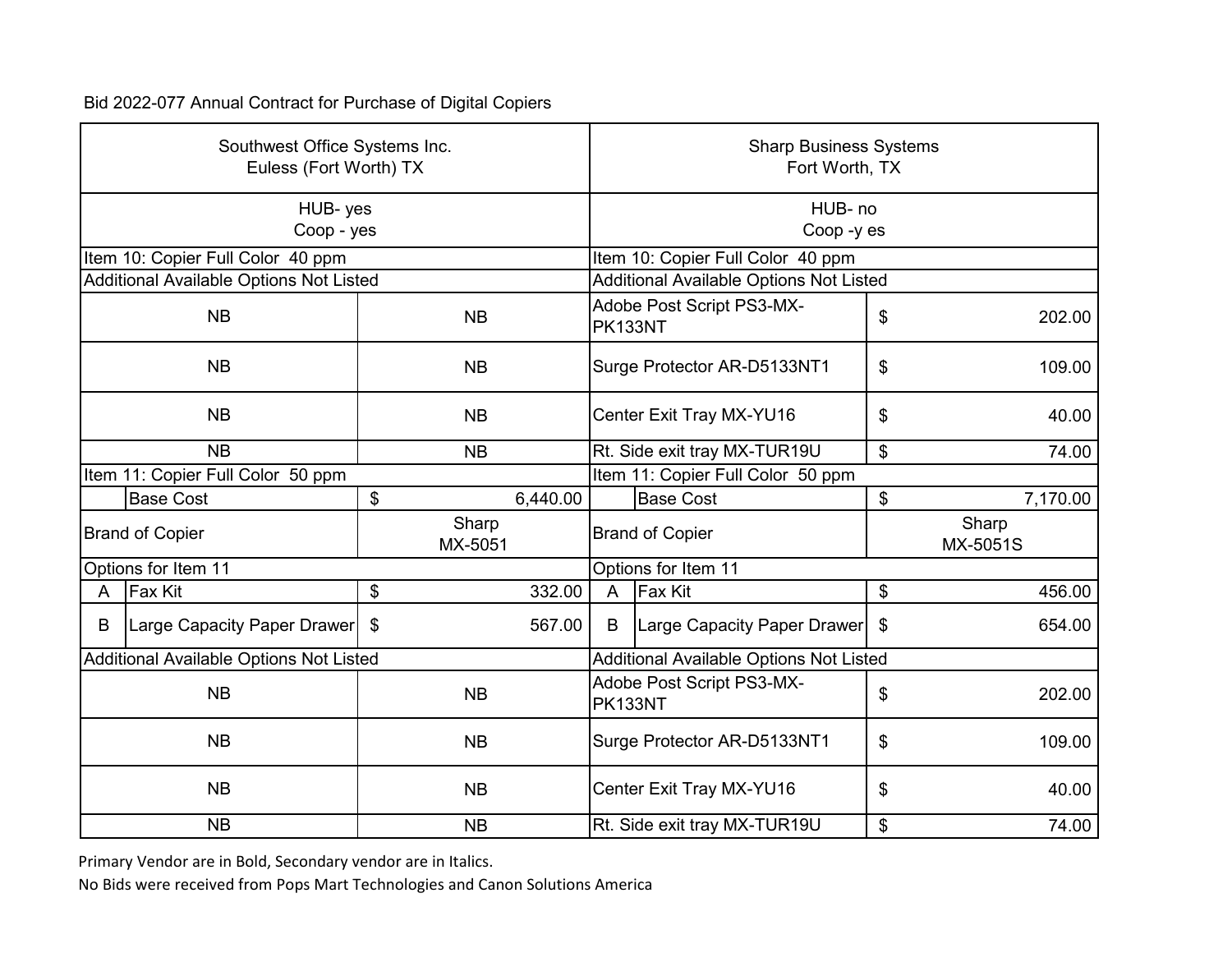Bid 2022-077 Annual Contract for Purchase of Digital Copiers

| Southwest Office Systems Inc. Euless (Fort Worth) TX | | | | Sharp Business Systems Fort Worth, TX | | | |
|---|---|---|---|---|---|---|---|
| HUB- yes Coop - yes | | | | HUB- no Coop -y es | | | |
| Item 10: Copier Full Color 40 ppm | | | | Item 10: Copier Full Color 40 ppm | | | |
| Additional Available Options Not Listed | | | | Additional Available Options Not Listed | | | |
| NB | | NB | | Adobe Post Script PS3-MX-PK133NT | | $ | 202.00 |
| NB | | NB | | Surge Protector AR-D5133NT1 | | $ | 109.00 |
| NB | | NB | | Center Exit Tray MX-YU16 | | $ | 40.00 |
| NB | | NB | | Rt. Side exit tray MX-TUR19U | | $ | 74.00 |
| Item 11: Copier Full Color 50 ppm | | | | Item 11: Copier Full Color 50 ppm | | | |
| | Base Cost | $ | 6,440.00 | | Base Cost | $ | 7,170.00 |
| Brand of Copier | | Sharp MX-5051 | | Brand of Copier | | Sharp MX-5051S | |
| Options for Item 11 | | | | Options for Item 11 | | | |
| A | Fax Kit | $ | 332.00 | A | Fax Kit | $ | 456.00 |
| B | Large Capacity Paper Drawer | $ | 567.00 | B | Large Capacity Paper Drawer | $ | 654.00 |
| Additional Available Options Not Listed | | | | Additional Available Options Not Listed | | | |
| NB | | NB | | Adobe Post Script PS3-MX-PK133NT | | $ | 202.00 |
| NB | | NB | | Surge Protector AR-D5133NT1 | | $ | 109.00 |
| NB | | NB | | Center Exit Tray MX-YU16 | | $ | 40.00 |
| NB | | NB | | Rt. Side exit tray MX-TUR19U | | $ | 74.00 |

Primary Vendor are in Bold, Secondary vendor are in Italics.

No Bids were received from Pops Mart Technologies and Canon Solutions America